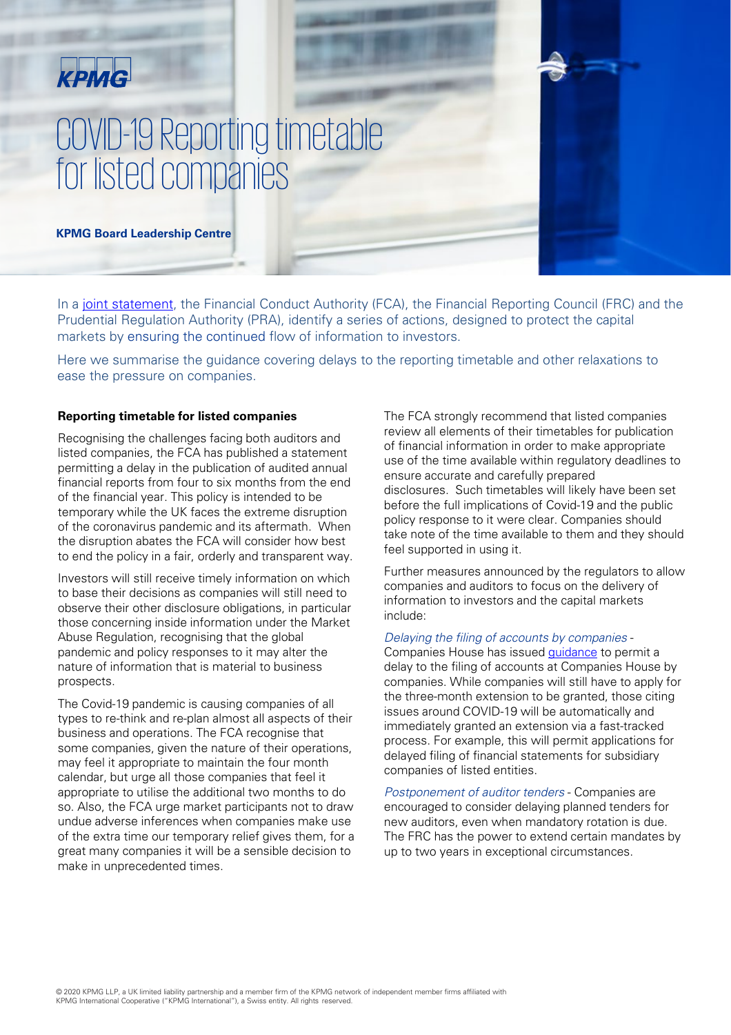KPMG

# COVID-19 Reporting timetable for listed companies

**KPMG Board Leadership Centre**

In a joint statement, the Financial Conduct Authority (FCA), the Financial Reporting Council (FRC) and the Prudential Regulation Authority (PRA), identify a series of actions, designed to protect the capital markets by ensuring the continued flow of information to investors.

Here we summarise the guidance covering delays to the reporting timetable and other relaxations to ease the pressure on companies.

**Reporting timetable for listed companies**

Recognising the challenges facing both auditors and listed companies, the FCA has published a statement permitting a delay in the publication of audited annual financial reports from four to six months from the end of the financial year. This policy is intended to be temporary while the UK faces the extreme disruption of the coronavirus pandemic and its aftermath. When the disruption abates the FCA will consider how best to end the policy in a fair, orderly and transparent way.

Investors will still receive timely information on which to base their decisions as companies will still need to observe their other disclosure obligations, in particular those concerning inside information under the Market Abuse Regulation, recognising that the global pandemic and policy responses to it may alter the nature of information that is material to business prospects.

The Covid-19 pandemic is causing companies of all types to re-think and re-plan almost all aspects of their business and operations. The FCA recognise that some companies, given the nature of their operations, may feel it appropriate to maintain the four month calendar, but urge all those companies that feel it appropriate to utilise the additional two months to do so. Also, the FCA urge market participants not to draw undue adverse inferences when companies make use of the extra time our temporary relief gives them, for a great many companies it will be a sensible decision to make in unprecedented times.

The FCA strongly recommend that listed companies review all elements of their timetables for publication of financial information in order to make appropriate use of the time available within regulatory deadlines to ensure accurate and carefully prepared disclosures. Such timetables will likely have been set before the full implications of Covid-19 and the public policy response to it were clear. Companies should take note of the time available to them and they should feel supported in using it.

Further measures announced by the regulators to allow companies and auditors to focus on the delivery of information to investors and the capital markets include:

*Delaying the filing of accounts by companies* - Companies House has issued guidance to permit a delay to the filing of accounts at Companies House by companies. While companies will still have to apply for the three-month extension to be granted, those citing issues around COVID-19 will be automatically and immediately granted an extension via a fast-tracked process. For example, this will permit applications for delayed filing of financial statements for subsidiary companies of listed entities.

*Postponement of auditor tenders* - Companies are encouraged to consider delaying planned tenders for new auditors, even when mandatory rotation is due. The FRC has the power to extend certain mandates by up to two years in exceptional circumstances.

© 2020 KPMG LLP, a UK limited liability partnership and a member firm of the KPMG network of independent member firms affiliated with KPMG International Cooperative ("KPMG International"), a Swiss entity. All rights reserved.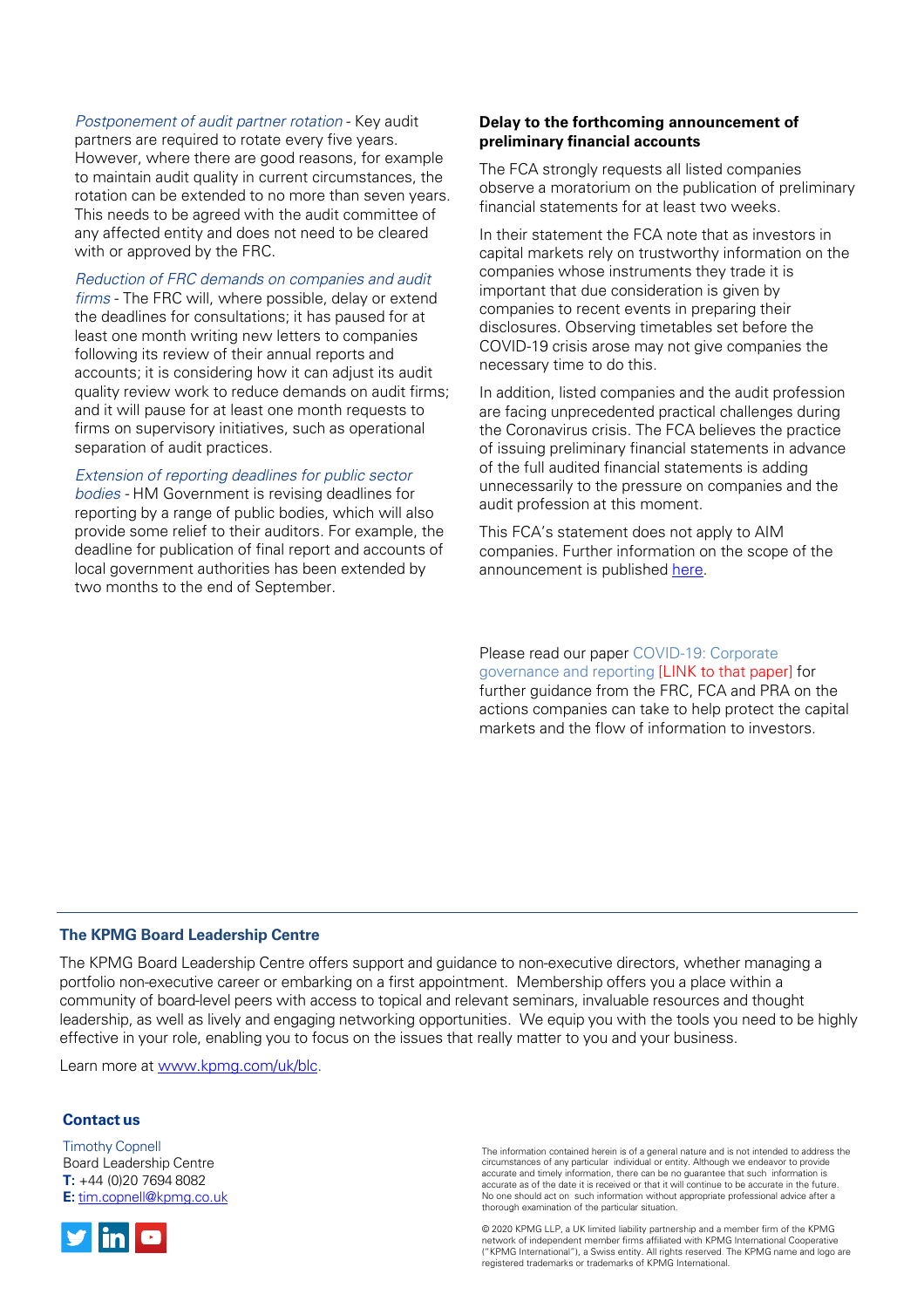*Postponement of audit partner rotation* - Key audit partners are required to rotate every five years. However, where there are good reasons, for example to maintain audit quality in current circumstances, the rotation can be extended to no more than seven years. This needs to be agreed with the audit committee of any affected entity and does not need to be cleared with or approved by the FRC.

*Reduction of FRC demands on companies and audit firms* - The FRC will, where possible, delay or extend the deadlines for consultations; it has paused for at least one month writing new letters to companies following its review of their annual reports and accounts; it is considering how it can adjust its audit quality review work to reduce demands on audit firms; and it will pause for at least one month requests to firms on supervisory initiatives, such as operational separation of audit practices.

*Extension of reporting deadlines for public sector bodies* - HM Government is revising deadlines for reporting by a range of public bodies, which will also provide some relief to their auditors. For example, the deadline for publication of final report and accounts of local government authorities has been extended by two months to the end of September.

**Delay to the forthcoming announcement of preliminary financial accounts**

The FCA strongly requests all listed companies observe a moratorium on the publication of preliminary financial statements for at least two weeks.

In their statement the FCA note that as investors in capital markets rely on trustworthy information on the companies whose instruments they trade it is important that due consideration is given by companies to recent events in preparing their disclosures. Observing timetables set before the COVID-19 crisis arose may not give companies the necessary time to do this.

In addition, listed companies and the audit profession are facing unprecedented practical challenges during the Coronavirus crisis. The FCA believes the practice of issuing preliminary financial statements in advance of the full audited financial statements is adding unnecessarily to the pressure on companies and the audit profession at this moment.

This FCA's statement does not apply to AIM companies. Further information on the scope of the announcement is published here.

Please read our paper COVID-19: Corporate governance and reporting [LINK to that paper] for further guidance from the FRC, FCA and PRA on the actions companies can take to help protect the capital markets and the flow of information to investors.

---

**The KPMG Board Leadership Centre**

The KPMG Board Leadership Centre offers support and guidance to non-executive directors, whether managing a portfolio non-executive career or embarking on a first appointment. Membership offers you a place within a community of board-level peers with access to topical and relevant seminars, invaluable resources and thought leadership, as well as lively and engaging networking opportunities. We equip you with the tools you need to be highly effective in your role, enabling you to focus on the issues that really matter to you and your business.

Learn more at www.kpmg.com/uk/blc.

**Contact us**

Timothy Copnell
Board Leadership Centre
**T:** +44 (0)20 7694 8082
**E:** tim.copnell@kpmg.co.uk

The information contained herein is of a general nature and is not intended to address the circumstances of any particular individual or entity. Although we endeavor to provide accurate and timely information, there can be no guarantee that such information is accurate as of the date it is received or that it will continue to be accurate in the future. No one should act on such information without appropriate professional advice after a thorough examination of the particular situation.

© 2020 KPMG LLP, a UK limited liability partnership and a member firm of the KPMG network of independent member firms affiliated with KPMG International Cooperative ("KPMG International"), a Swiss entity. All rights reserved. The KPMG name and logo are registered trademarks or trademarks of KPMG International.